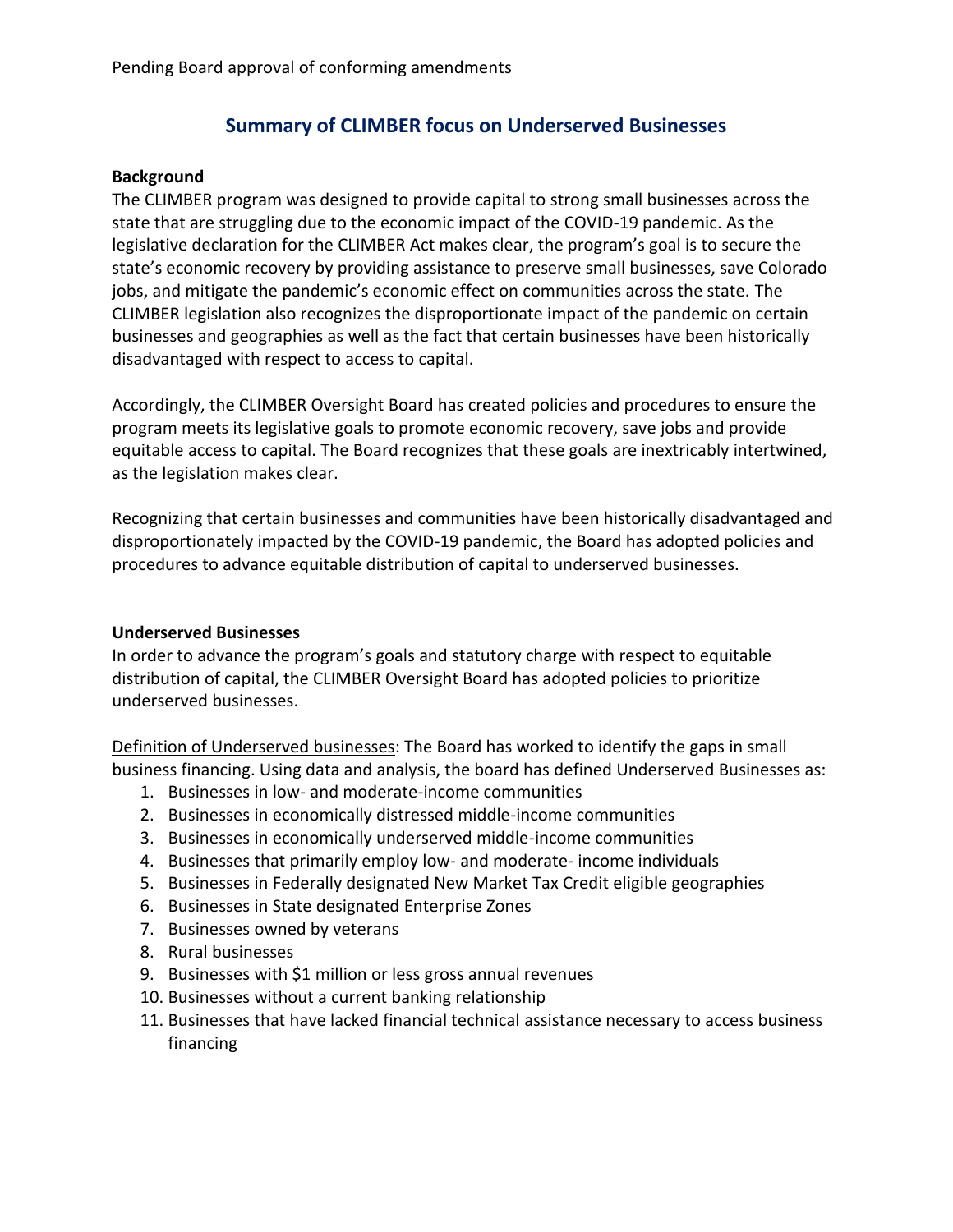Pending Board approval of conforming amendments

# Summary of CLIMBER focus on Underserved Businesses

**Background**

The CLIMBER program was designed to provide capital to strong small businesses across the state that are struggling due to the economic impact of the COVID-19 pandemic. As the legislative declaration for the CLIMBER Act makes clear, the program's goal is to secure the state's economic recovery by providing assistance to preserve small businesses, save Colorado jobs, and mitigate the pandemic's economic effect on communities across the state. The CLIMBER legislation also recognizes the disproportionate impact of the pandemic on certain businesses and geographies as well as the fact that certain businesses have been historically disadvantaged with respect to access to capital.

Accordingly, the CLIMBER Oversight Board has created policies and procedures to ensure the program meets its legislative goals to promote economic recovery, save jobs and provide equitable access to capital. The Board recognizes that these goals are inextricably intertwined, as the legislation makes clear.

Recognizing that certain businesses and communities have been historically disadvantaged and disproportionately impacted by the COVID-19 pandemic, the Board has adopted policies and procedures to advance equitable distribution of capital to underserved businesses.

**Underserved Businesses**

In order to advance the program's goals and statutory charge with respect to equitable distribution of capital, the CLIMBER Oversight Board has adopted policies to prioritize underserved businesses.

Definition of Underserved businesses: The Board has worked to identify the gaps in small business financing. Using data and analysis, the board has defined Underserved Businesses as:

1. Businesses in low- and moderate-income communities
2. Businesses in economically distressed middle-income communities
3. Businesses in economically underserved middle-income communities
4. Businesses that primarily employ low- and moderate- income individuals
5. Businesses in Federally designated New Market Tax Credit eligible geographies
6. Businesses in State designated Enterprise Zones
7. Businesses owned by veterans
8. Rural businesses
9. Businesses with $1 million or less gross annual revenues
10. Businesses without a current banking relationship
11. Businesses that have lacked financial technical assistance necessary to access business financing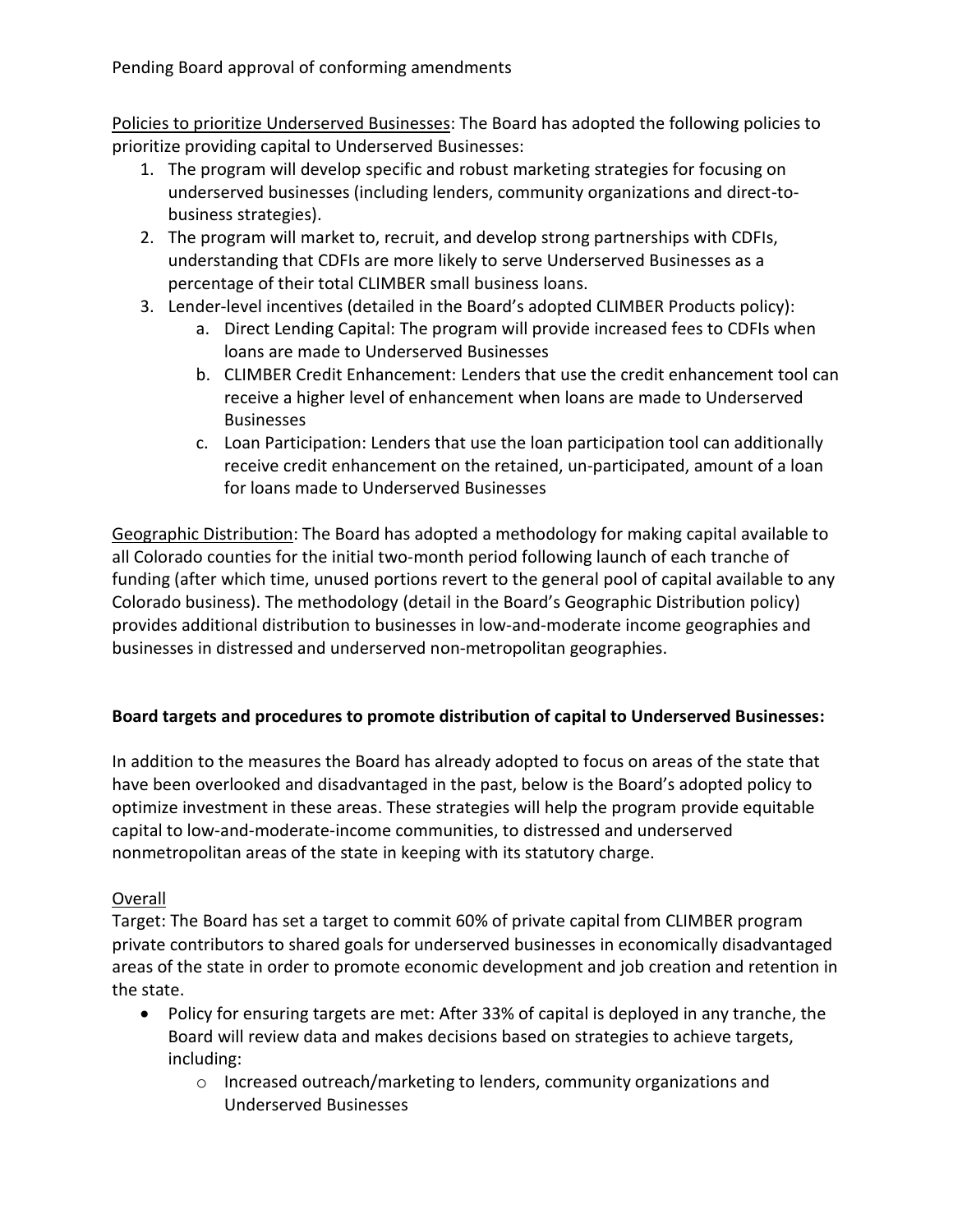Pending Board approval of conforming amendments

<u>Policies to prioritize Underserved Businesses</u>: The Board has adopted the following policies to prioritize providing capital to Underserved Businesses:

1. The program will develop specific and robust marketing strategies for focusing on underserved businesses (including lenders, community organizations and direct-to-business strategies).
2. The program will market to, recruit, and develop strong partnerships with CDFIs, understanding that CDFIs are more likely to serve Underserved Businesses as a percentage of their total CLIMBER small business loans.
3. Lender-level incentives (detailed in the Board's adopted CLIMBER Products policy):
    a. Direct Lending Capital: The program will provide increased fees to CDFIs when loans are made to Underserved Businesses
    b. CLIMBER Credit Enhancement: Lenders that use the credit enhancement tool can receive a higher level of enhancement when loans are made to Underserved Businesses
    c. Loan Participation: Lenders that use the loan participation tool can additionally receive credit enhancement on the retained, un-participated, amount of a loan for loans made to Underserved Businesses

<u>Geographic Distribution</u>: The Board has adopted a methodology for making capital available to all Colorado counties for the initial two-month period following launch of each tranche of funding (after which time, unused portions revert to the general pool of capital available to any Colorado business). The methodology (detail in the Board's Geographic Distribution policy) provides additional distribution to businesses in low-and-moderate income geographies and businesses in distressed and underserved non-metropolitan geographies.

**Board targets and procedures to promote distribution of capital to Underserved Businesses:**

In addition to the measures the Board has already adopted to focus on areas of the state that have been overlooked and disadvantaged in the past, below is the Board's adopted policy to optimize investment in these areas. These strategies will help the program provide equitable capital to low-and-moderate-income communities, to distressed and underserved nonmetropolitan areas of the state in keeping with its statutory charge.

<u>Overall</u>

Target: The Board has set a target to commit 60% of private capital from CLIMBER program private contributors to shared goals for underserved businesses in economically disadvantaged areas of the state in order to promote economic development and job creation and retention in the state.

- Policy for ensuring targets are met: After 33% of capital is deployed in any tranche, the Board will review data and makes decisions based on strategies to achieve targets, including:
    - Increased outreach/marketing to lenders, community organizations and Underserved Businesses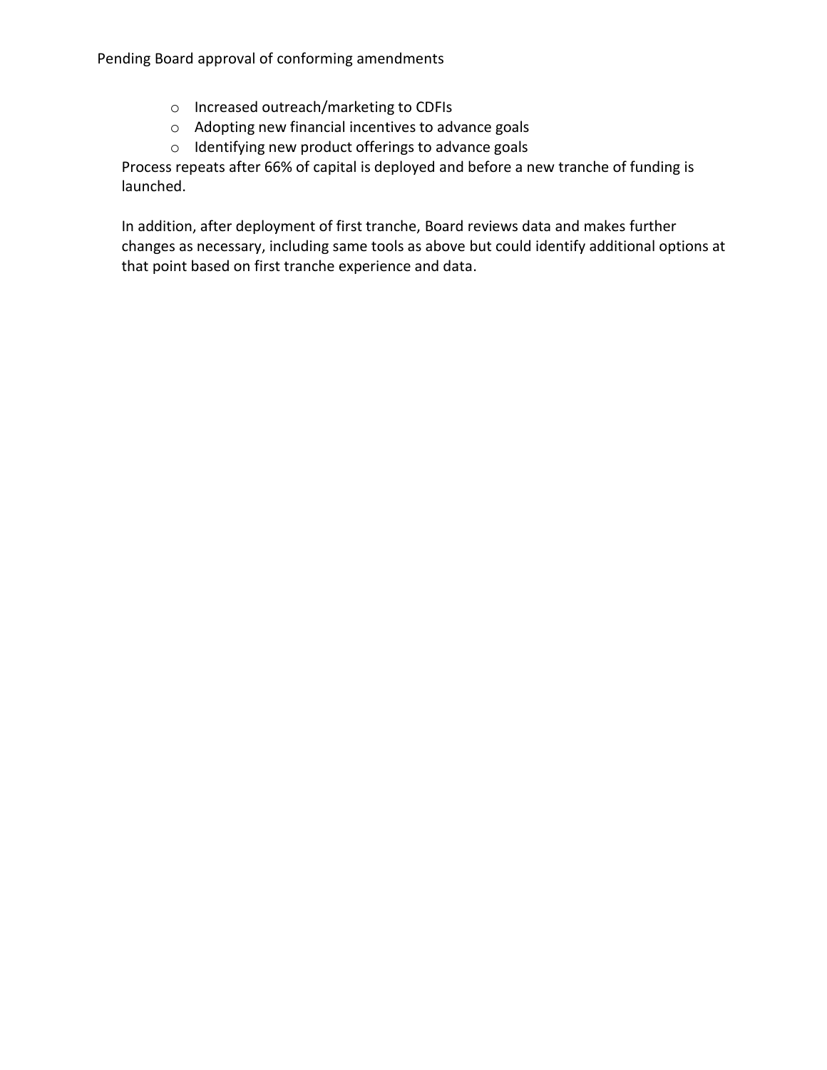- Increased outreach/marketing to CDFIs
- Adopting new financial incentives to advance goals
- Identifying new product offerings to advance goals

Process repeats after 66% of capital is deployed and before a new tranche of funding is launched.

In addition, after deployment of first tranche, Board reviews data and makes further changes as necessary, including same tools as above but could identify additional options at that point based on first tranche experience and data.